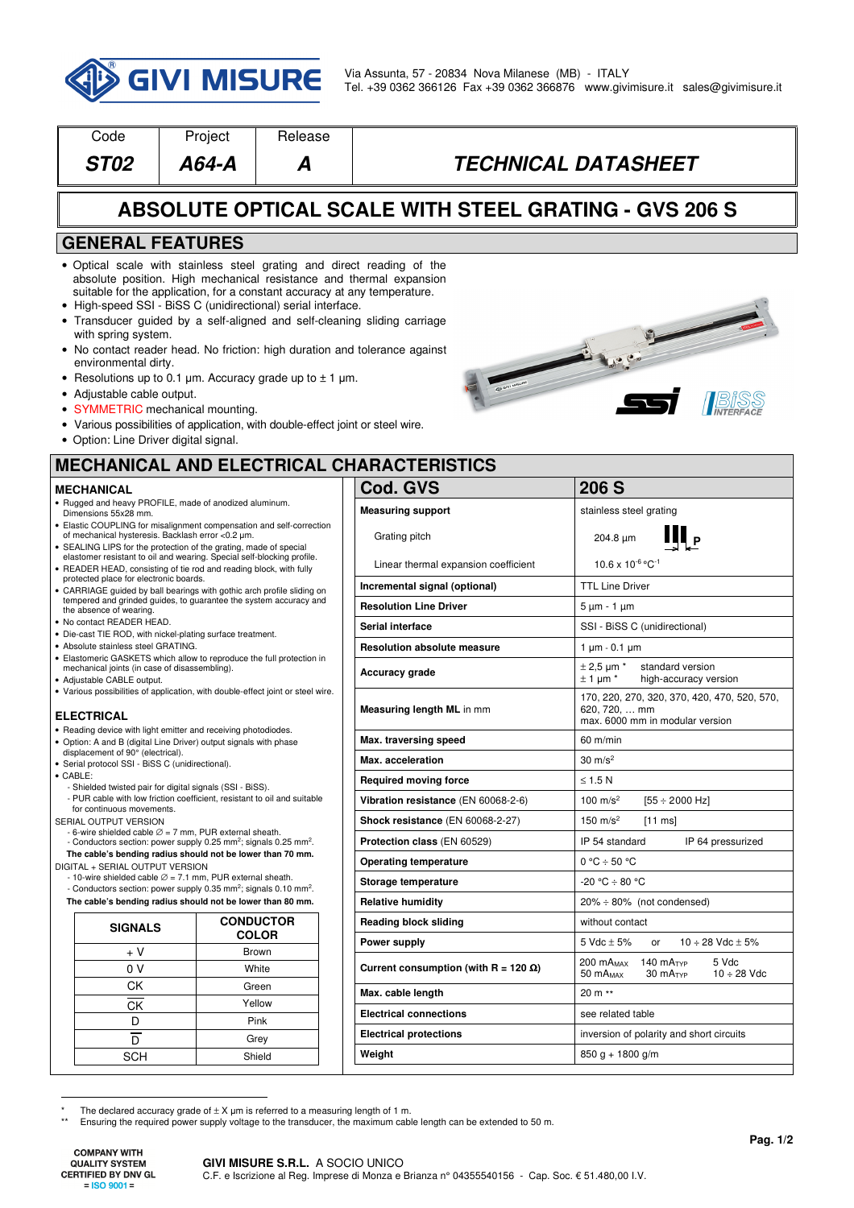Via Assunta, 57 - 20834 Nova Milanese (MB) - ITALY
Tel. +39 0362 366126 Fax +39 0362 366876 www.givimisure.it sales@givimisure.it

| Code | Project | Release | |
|---|---|---|---|
| **ST02** | **A64-A** | **A** | **TECHNICAL DATASHEET** |

# ABSOLUTE OPTICAL SCALE WITH STEEL GRATING - GVS 206 S

## GENERAL FEATURES

- Optical scale with stainless steel grating and direct reading of the absolute position. High mechanical resistance and thermal expansion suitable for the application, for a constant accuracy at any temperature.
- High-speed SSI - BiSS C (unidirectional) serial interface.
- Transducer guided by a self-aligned and self-cleaning sliding carriage with spring system.
- No contact reader head. No friction: high duration and tolerance against environmental dirty.
- Resolutions up to 0.1 µm. Accuracy grade up to ± 1 µm.
- Adjustable cable output.
- SYMMETRIC mechanical mounting.
- Various possibilities of application, with double-effect joint or steel wire.
- Option: Line Driver digital signal.

## MECHANICAL AND ELECTRICAL CHARACTERISTICS

### MECHANICAL

- Rugged and heavy PROFILE, made of anodized aluminum. Dimensions 55x28 mm.
- Elastic COUPLING for misalignment compensation and self-correction of mechanical hysteresis. Backlash error <0.2 µm.
- SEALING LIPS for the protection of the grating, made of special elastomer resistant to oil and wearing. Special self-blocking profile.
- READER HEAD, consisting of tie rod and reading block, with fully protected place for electronic boards.
- CARRIAGE guided by ball bearings with gothic arch profile sliding on tempered and grinded guides, to guarantee the system accuracy and the absence of wearing.
- No contact READER HEAD.
- Die-cast TIE ROD, with nickel-plating surface treatment.
- Absolute stainless steel GRATING.
- Elastomeric GASKETS which allow to reproduce the full protection in mechanical joints (in case of disassembling).
- Adjustable CABLE output.
- Various possibilities of application, with double-effect joint or steel wire.

### ELECTRICAL

- Reading device with light emitter and receiving photodiodes.
- Option: A and B (digital Line Driver) output signals with phase displacement of 90° (electrical).
- Serial protocol SSI - BiSS C (unidirectional).
- CABLE:
  - Shielded twisted pair for digital signals (SSI - BiSS).
  - PUR cable with low friction coefficient, resistant to oil and suitable for continuous movements.

SERIAL OUTPUT VERSION
- 6-wire shielded cable ∅ = 7 mm, PUR external sheath.
- Conductors section: power supply 0.25 mm²; signals 0.25 mm².

**The cable's bending radius should not be lower than 70 mm.**

DIGITAL + SERIAL OUTPUT VERSION
- 10-wire shielded cable ∅ = 7.1 mm, PUR external sheath.
- Conductors section: power supply 0.35 mm²; signals 0.10 mm².

**The cable's bending radius should not be lower than 80 mm.**

| SIGNALS | CONDUCTOR COLOR |
|---|---|
| + V | Brown |
| 0 V | White |
| CK | Green |
| $\overline{CK}$ | Yellow |
| D | Pink |
| $\overline{D}$ | Grey |
| SCH | Shield |

| Cod. GVS | 206 S |
|---|---|
| **Measuring support** | stainless steel grating |
| Grating pitch | 204.8 µm |
| Linear thermal expansion coefficient | 10.6 x $10^{-6}$ °C$^{-1}$ |
| **Incremental signal (optional)** | TTL Line Driver |
| **Resolution Line Driver** | 5 µm - 1 µm |
| **Serial interface** | SSI - BiSS C (unidirectional) |
| **Resolution absolute measure** | 1 µm - 0.1 µm |
| **Accuracy grade** | ± 2,5 µm * standard version<br>± 1 µm * high-accuracy version |
| **Measuring length ML** in mm | 170, 220, 270, 320, 370, 420, 470, 520, 570, 620, 720, … mm<br>max. 6000 mm in modular version |
| **Max. traversing speed** | 60 m/min |
| **Max. acceleration** | 30 m/s² |
| **Required moving force** | ≤ 1.5 N |
| **Vibration resistance** (EN 60068-2-6) | 100 m/s² [55 ÷ 2000 Hz] |
| **Shock resistance** (EN 60068-2-27) | 150 m/s² [11 ms] |
| **Protection class** (EN 60529) | IP 54 standard IP 64 pressurized |
| **Operating temperature** | 0 °C ÷ 50 °C |
| **Storage temperature** | -20 °C ÷ 80 °C |
| **Relative humidity** | 20% ÷ 80% (not condensed) |
| **Reading block sliding** | without contact |
| **Power supply** | 5 Vdc ± 5% or 10 ÷ 28 Vdc ± 5% |
| **Current consumption (with R = 120 Ω)** | 200 $mA_{MAX}$ 140 $mA_{TYP}$ 5 Vdc<br>50 $mA_{MAX}$ 30 $mA_{TYP}$ 10 ÷ 28 Vdc |
| **Max. cable length** | 20 m ** |
| **Electrical connections** | see related table |
| **Electrical protections** | inversion of polarity and short circuits |
| **Weight** | 850 g + 1800 g/m |

\* The declared accuracy grade of ± X µm is referred to a measuring length of 1 m.
\** Ensuring the required power supply voltage to the transducer, the maximum cable length can be extended to 50 m.

COMPANY WITH QUALITY SYSTEM CERTIFIED BY DNV GL = ISO 9001 =

**GIVI MISURE S.R.L.** A SOCIO UNICO
C.F. e Iscrizione al Reg. Imprese di Monza e Brianza n° 04355540156 - Cap. Soc. € 51.480,00 I.V.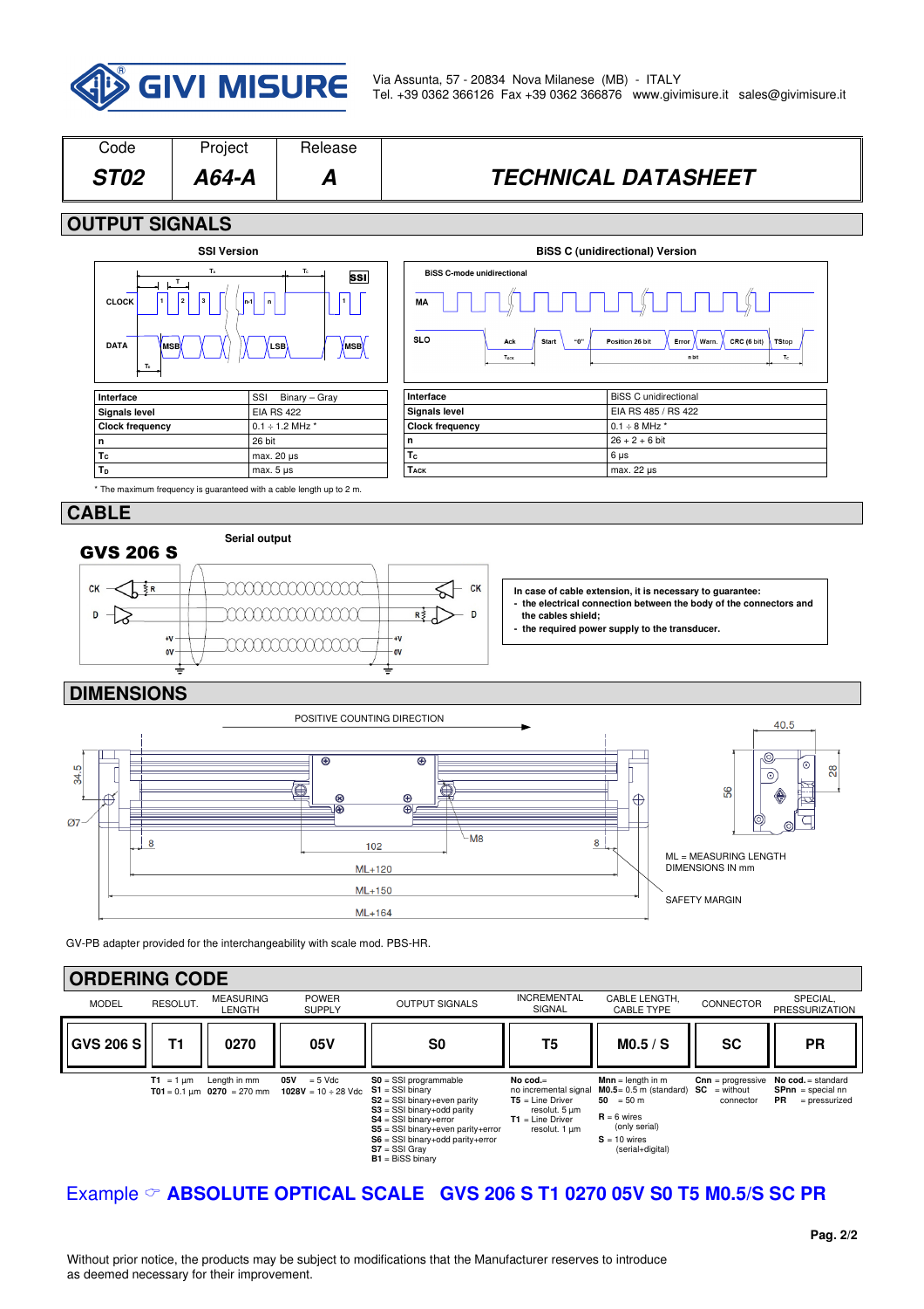GIVI MISURE

Via Assunta, 57 - 20834 Nova Milanese (MB) - ITALY
Tel. +39 0362 366126 Fax +39 0362 366876 www.givimisure.it sales@givimisure.it

| Code | Project | Release | |
|---|---|---|---|
| ST02 | A64-A | A | TECHNICAL DATASHEET |

## OUTPUT SIGNALS

**SSI Version**

CLOCK
DATA
MSB
LSB
MSB
SSI
T
$T_s$
$T_c$
$T_D$
1 2 3 n-1 n 1

| | |
|---|---|
| **Interface** | SSI Binary – Gray |
| **Signals level** | EIA RS 422 |
| **Clock frequency** | 0.1 ÷ 1.2 MHz * |
| **n** | 26 bit |
| **$T_C$** | max. 20 µs |
| **$T_D$** | max. 5 µs |

\* The maximum frequency is guaranteed with a cable length up to 2 m.

**BiSS C (unidirectional) Version**

BiSS C-mode unidirectional
MA
SLO
Ack
Start
"0"
Position 26 bit
Error
Warn.
CRC (6 bit)
TStop
$T_{ACK}$
n bit
$T_C$

| | |
|---|---|
| **Interface** | BiSS C unidirectional |
| **Signals level** | EIA RS 485 / RS 422 |
| **Clock frequency** | 0.1 ÷ 8 MHz * |
| **n** | 26 + 2 + 6 bit |
| **$T_C$** | 6 µs |
| **$T_{ACK}$** | max. 22 µs |

## CABLE

**GVS 206 S**

**Serial output**

CK
D
R
+V
0V

**In case of cable extension, it is necessary to guarantee:**
- **the electrical connection between the body of the connectors and the cables shield;**
- **the required power supply to the transducer.**

## DIMENSIONS

POSITIVE COUNTING DIRECTION
34.5
Ø7
8
102
8
M8
ML+120
ML+150
ML+164
40.5
56
28

ML = MEASURING LENGTH
DIMENSIONS IN mm

SAFETY MARGIN

GV-PB adapter provided for the interchangeability with scale mod. PBS-HR.

## ORDERING CODE

| MODEL | RESOLUT. | MEASURING LENGTH | POWER SUPPLY | OUTPUT SIGNALS | INCREMENTAL SIGNAL | CABLE LENGTH, CABLE TYPE | CONNECTOR | SPECIAL, PRESSURIZATION |
|---|---|---|---|---|---|---|---|---|
| **GVS 206 S** | **T1** | **0270** | **05V** | **S0** | **T5** | **M0.5 / S** | **SC** | **PR** |
| | **T1** = 1 µm<br>**T01** = 0.1 µm | Length in mm<br>**0270** = 270 mm | **05V** = 5 Vdc<br>**1028V** = 10 ÷ 28 Vdc | **S0** = SSI programmable<br>**S1** = SSI binary<br>**S2** = SSI binary+even parity<br>**S3** = SSI binary+odd parity<br>**S4** = SSI binary+error<br>**S5** = SSI binary+even parity+error<br>**S6** = SSI binary+odd parity+error<br>**S7** = SSI Gray<br>**B1** = BiSS binary | **No cod.**= no incremental signal<br>**T5** = Line Driver resolut. 5 µm<br>**T1** = Line Driver resolut. 1 µm | **Mnn** = length in m<br>**M0.5**= 0.5 m (standard)<br>**50** = 50 m<br>**R** = 6 wires (only serial)<br>**S** = 10 wires (serial+digital) | **Cnn** = progressive<br>**SC** = without connector | **No cod.** = standard<br>**SPnn** = special nn<br>**PR** = pressurized |

Example ☞ **ABSOLUTE OPTICAL SCALE GVS 206 S T1 0270 05V S0 T5 M0.5/S SC PR**

Without prior notice, the products may be subject to modifications that the Manufacturer reserves to introduce as deemed necessary for their improvement.